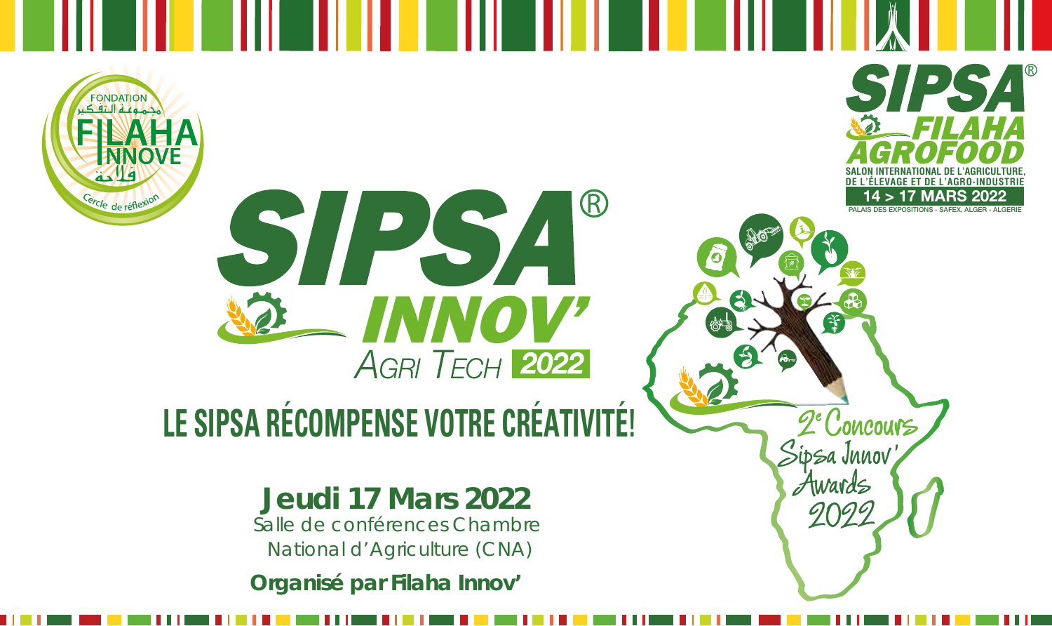FONDATION
مجموعة التفكير
FILAHA INNOVE
فلاحة
Cercle de réflexion

SIPSA®
FILAHA AGROFOOD
SALON INTERNATIONAL DE L'AGRICULTURE, DE L'ÉLEVAGE ET DE L'AGRO-INDUSTRIE
14 > 17 MARS 2022
PALAIS DES EXPOSITIONS - SAFEX, ALGER - ALGERIE

# SIPSA® INNOV' AGRI TECH 2022

## LE SIPSA RÉCOMPENSE VOTRE CRÉATIVITÉ!

2e Concours Sipsa Innov' Awards 2022

**Jeudi 17 Mars 2022**

Salle de conférences Chambre National d'Agriculture (CNA)

**Organisé par Filaha Innov'**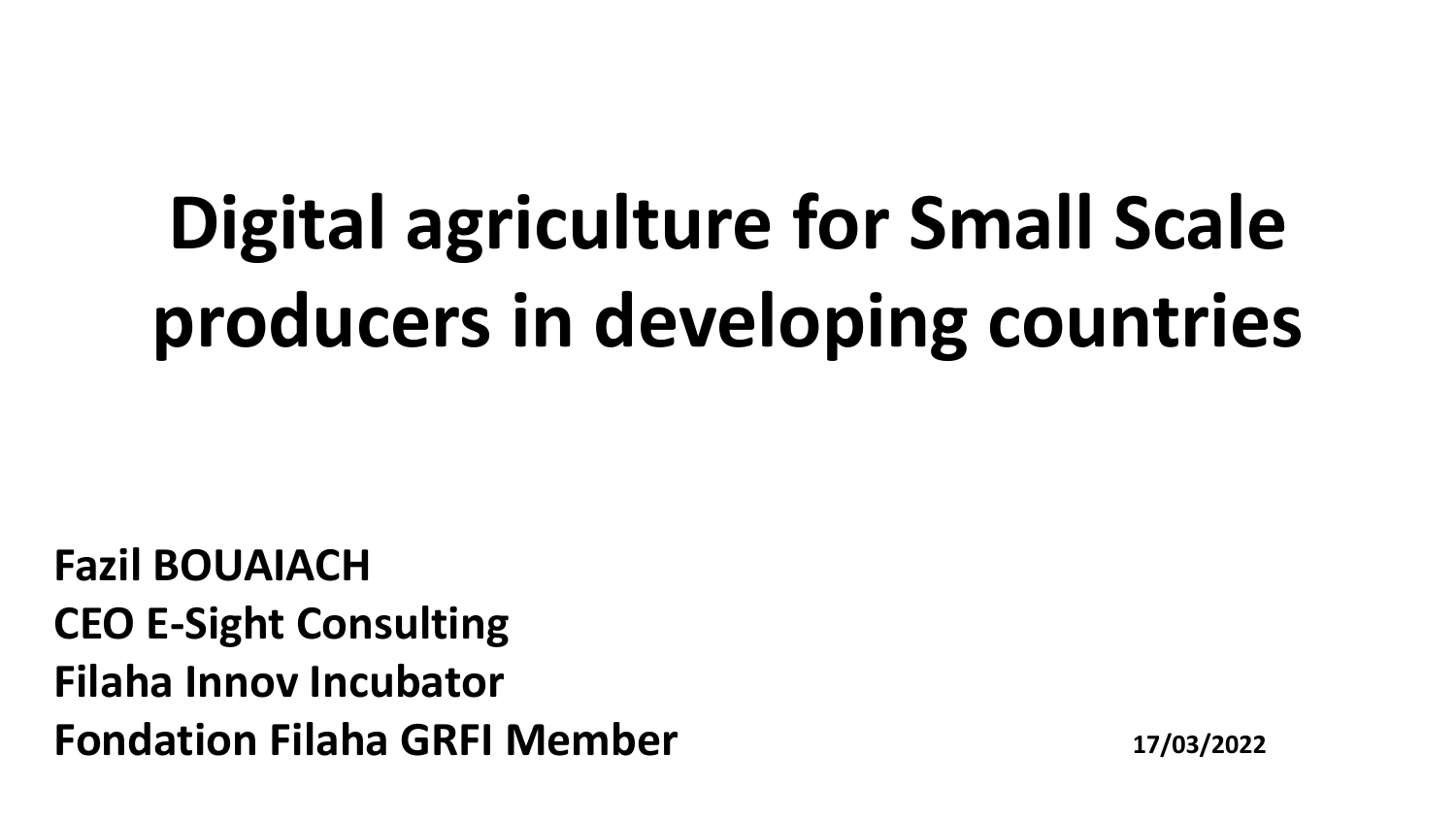# Digital agriculture for Small Scale producers in developing countries

**Fazil BOUAIACH**
**CEO E-Sight Consulting**
**Filaha Innov Incubator**
**Fondation Filaha GRFI Member**

**17/03/2022**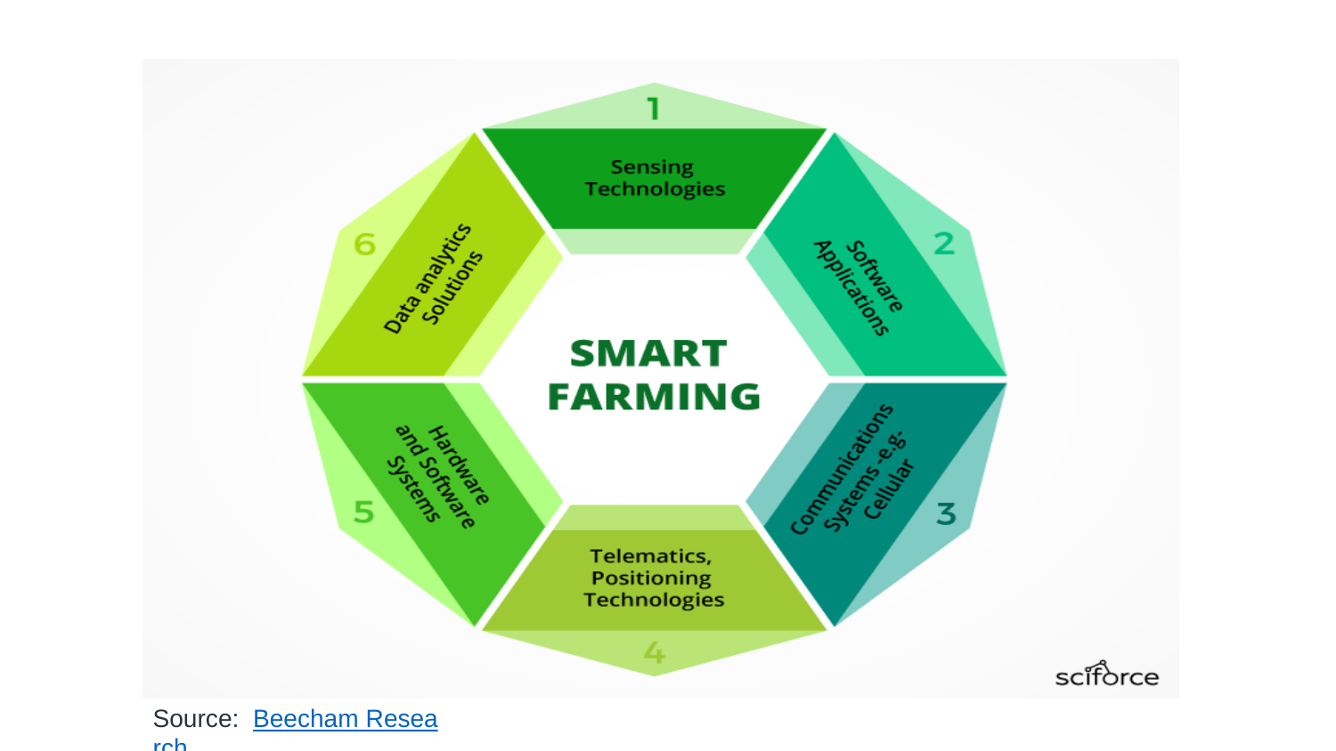**SMART FARMING**

1. Sensing Technologies
2. Software Applications
3. Communications Systems -e.g- Cellular
4. Telematics, Positioning Technologies
5. Hardware and Software Systems
6. Data analytics Solutions

sciforce

Source: Beecham Research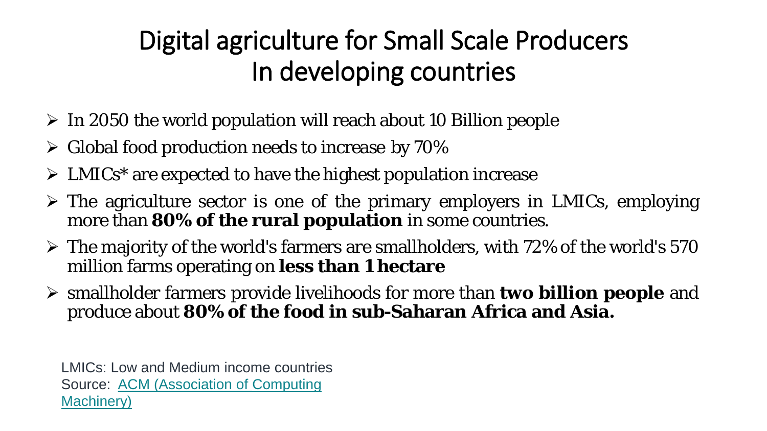# Digital agriculture for Small Scale Producers In developing countries

- In 2050 the world population will reach about 10 Billion people
- Global food production needs to increase by 70%
- LMICs* are expected to have the highest population increase
- The agriculture sector is one of the primary employers in LMICs, employing more than **80% of the rural population** in some countries.
- The majority of the world's farmers are smallholders, with 72% of the world's 570 million farms operating on **less than 1 hectare**
- smallholder farmers provide livelihoods for more than **two billion people** and produce about **80% of the food in sub-Saharan Africa and Asia.**

LMICs: Low and Medium income countries
Source: [ACM (Association of Computing Machinery)]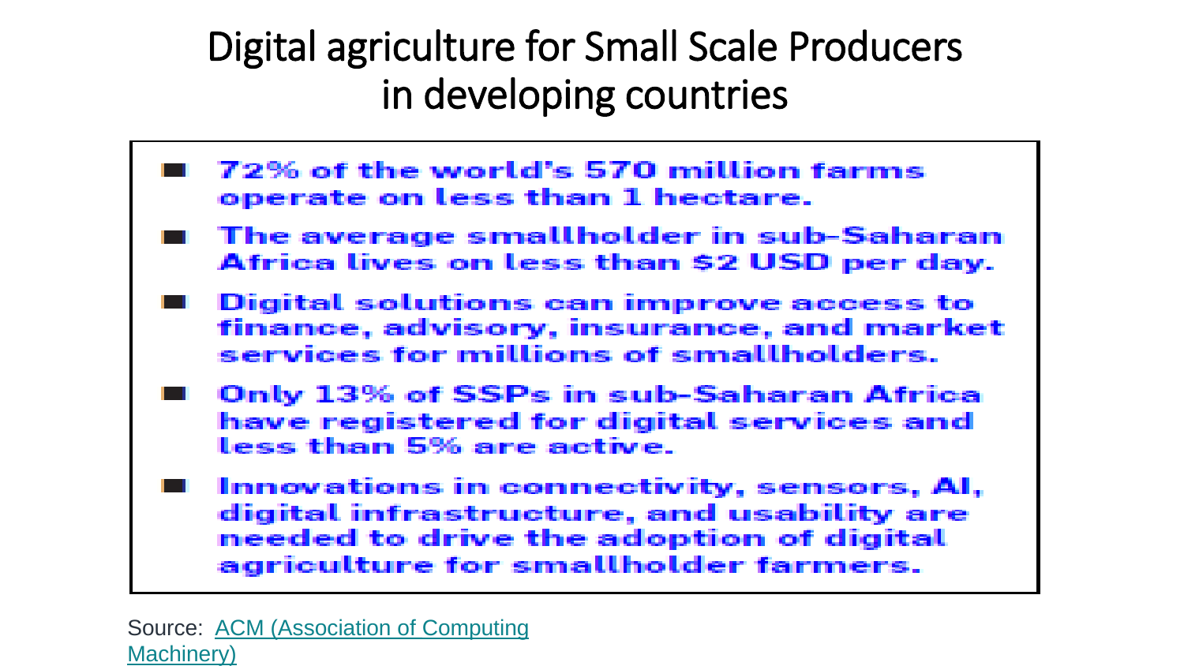# Digital agriculture for Small Scale Producers in developing countries

- 72% of the world's 570 million farms operate on less than 1 hectare.
- The average smallholder in sub-Saharan Africa lives on less than $2 USD per day.
- Digital solutions can improve access to finance, advisory, insurance, and market services for millions of smallholders.
- Only 13% of SSPs in sub-Saharan Africa have registered for digital services and less than 5% are active.
- Innovations in connectivity, sensors, AI, digital infrastructure, and usability are needed to drive the adoption of digital agriculture for smallholder farmers.

Source: [ACM (Association of Computing Machinery)]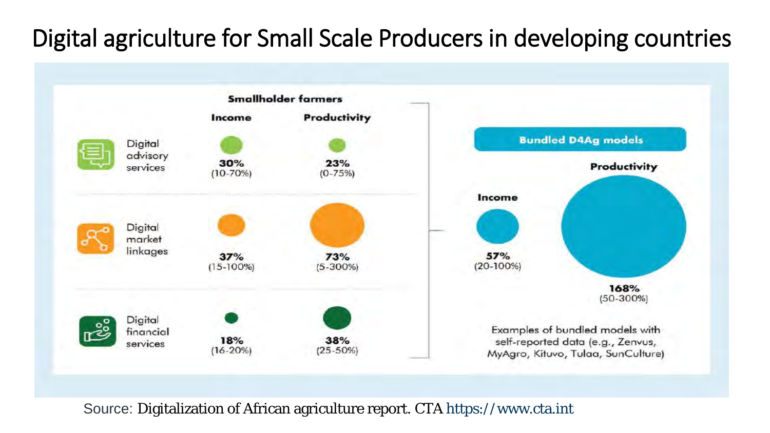# Digital agriculture for Small Scale Producers in developing countries

**Smallholder farmers**

| | Income | Productivity |
|---|---|---|
| Digital advisory services | 30% (10-70%) | 23% (0-75%) |
| Digital market linkages | 37% (15-100%) | 73% (5-300%) |
| Digital financial services | 18% (16-20%) | 38% (25-50%) |

**Bundled D4Ag models**

| Income | Productivity |
|---|---|
| 57% (20-100%) | 168% (50-300%) |

Examples of bundled models with self-reported data (e.g., Zenvus, MyAgro, Kituvo, Tulaa, SunCulture)

Source: Digitalization of African agriculture report. CTA https://www.cta.int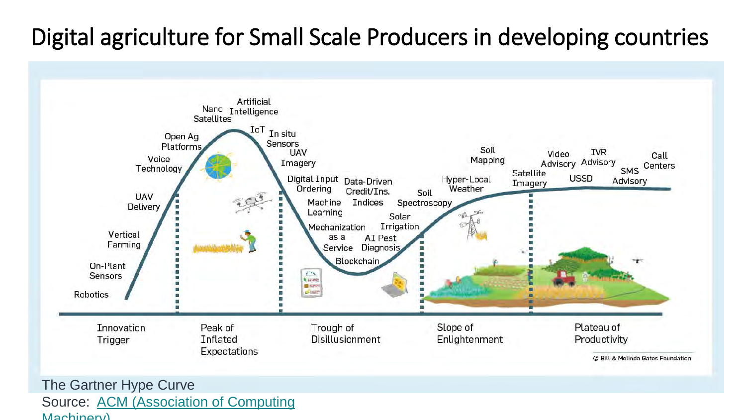# Digital agriculture for Small Scale Producers in developing countries

Innovation Trigger: Robotics, On-Plant Sensors, Vertical Farming, UAV Delivery, Voice Technology, Open Ag Platforms

Peak of Inflated Expectations: Nano Satellites, Artificial Intelligence, IoT, In situ Sensors

Trough of Disillusionment: UAV Imagery, Digital Input Ordering, Data-Driven Credit/Ins. Indices, Machine Learning, Mechanization as a Service, AI Pest Diagnosis, Solar Irrigation, Blockchain

Slope of Enlightenment: Soil Spectroscopy, Hyper-Local Weather, Soil Mapping

Plateau of Productivity: Satellite Imagery, Video Advisory, IVR Advisory, USSD, SMS Advisory, Call Centers

© Bill & Melinda Gates Foundation

The Gartner Hype Curve

Source: [ACM (Association of Computing Machinery)]()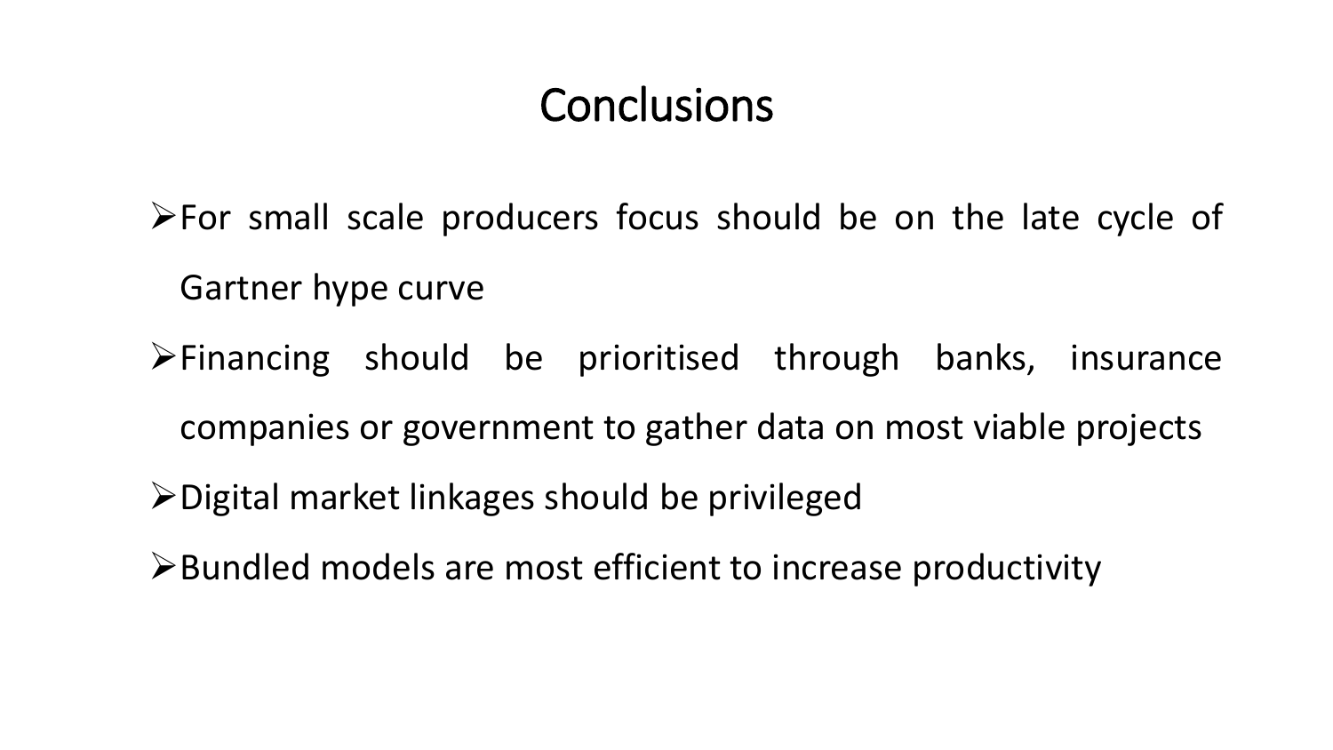# Conclusions

- For small scale producers focus should be on the late cycle of Gartner hype curve
- Financing should be prioritised through banks, insurance companies or government to gather data on most viable projects
- Digital market linkages should be privileged
- Bundled models are most efficient to increase productivity